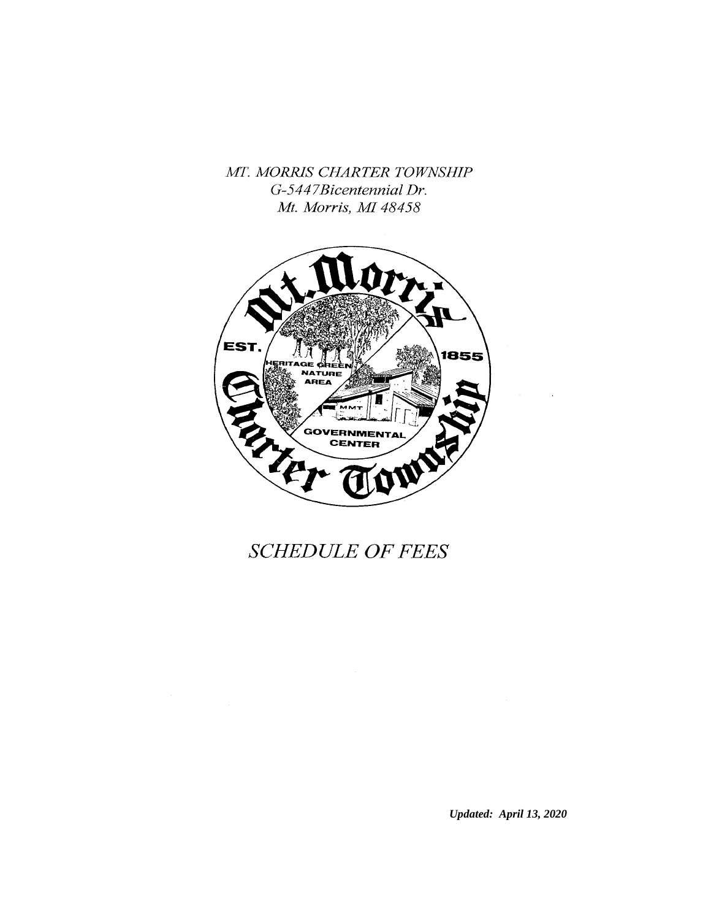*MT. MORRIS CHARTER TOWNSHIP*
*G-5447Bicentennial Dr.*
*Mt. Morris, MI 48458*

# *SCHEDULE OF FEES*

***Updated: April 13, 2020***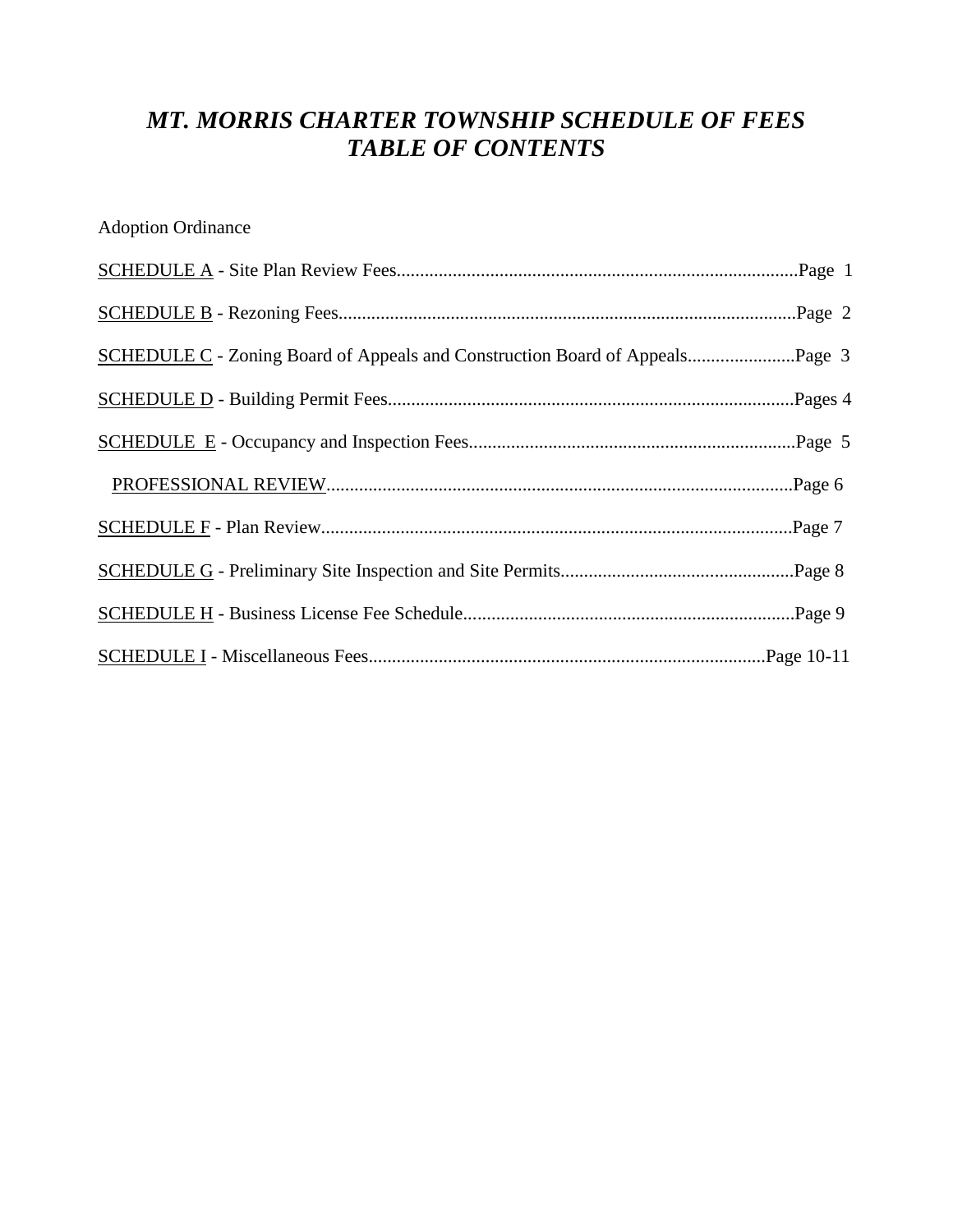# *MT. MORRIS CHARTER TOWNSHIP SCHEDULE OF FEES*
# *TABLE OF CONTENTS*

Adoption Ordinance

SCHEDULE A - Site Plan Review Fees......................................................................................Page 1

SCHEDULE B - Rezoning Fees..................................................................................................Page 2

SCHEDULE C - Zoning Board of Appeals and Construction Board of Appeals.......................Page 3

SCHEDULE D - Building Permit Fees.......................................................................................Pages 4

SCHEDULE E - Occupancy and Inspection Fees......................................................................Page 5

PROFESSIONAL REVIEW...................................................................................................Page 6

SCHEDULE F - Plan Review.....................................................................................................Page 7

SCHEDULE G - Preliminary Site Inspection and Site Permits..................................................Page 8

SCHEDULE H - Business License Fee Schedule.......................................................................Page 9

SCHEDULE I - Miscellaneous Fees.....................................................................................Page 10-11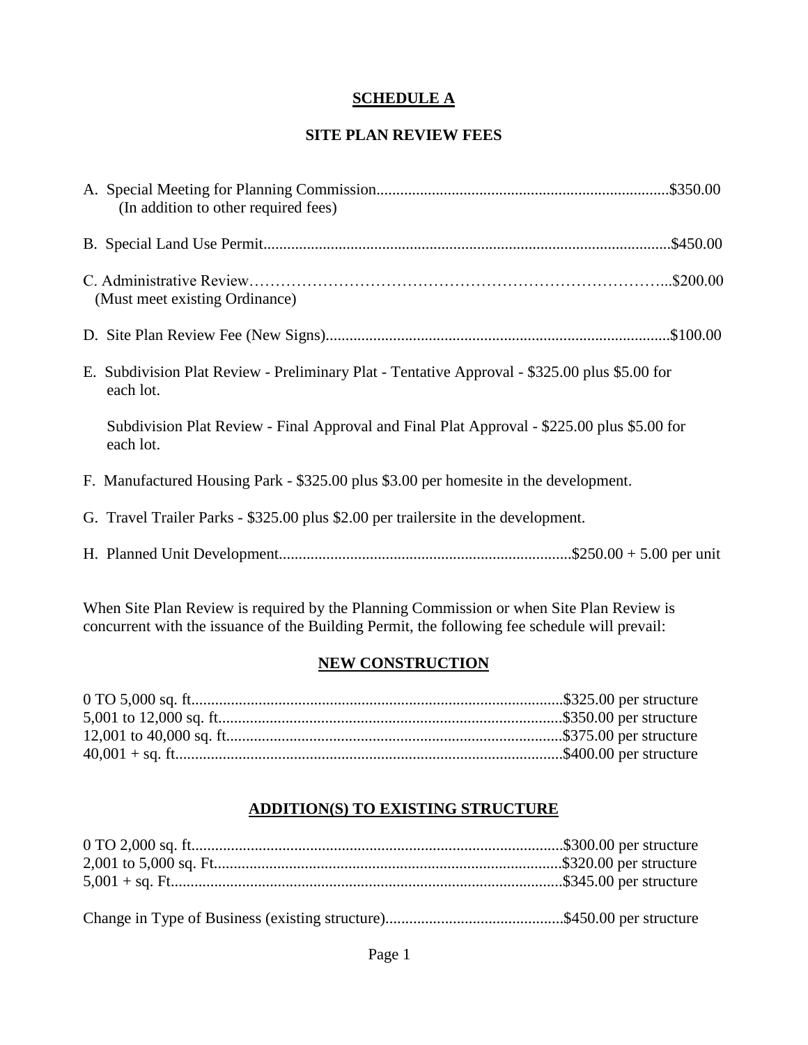# SCHEDULE A

## SITE PLAN REVIEW FEES

A. Special Meeting for Planning Commission........................................................................$350.00
(In addition to other required fees)

B. Special Land Use Permit.....................................................................................................$450.00

C. Administrative Review……………………………………………………………………...$200.00
(Must meet existing Ordinance)

D. Site Plan Review Fee (New Signs).....................................................................................$100.00

E. Subdivision Plat Review - Preliminary Plat - Tentative Approval - $325.00 plus $5.00 for each lot.

Subdivision Plat Review - Final Approval and Final Plat Approval - $225.00 plus $5.00 for each lot.

F. Manufactured Housing Park - $325.00 plus $3.00 per homesite in the development.

G. Travel Trailer Parks - $325.00 plus $2.00 per trailersite in the development.

H. Planned Unit Development........................................................................$250.00 + 5.00 per unit

When Site Plan Review is required by the Planning Commission or when Site Plan Review is concurrent with the issuance of the Building Permit, the following fee schedule will prevail:

## NEW CONSTRUCTION

0 TO 5,000 sq. ft.............................................................................................$325.00 per structure
5,001 to 12,000 sq. ft......................................................................................$350.00 per structure
12,001 to 40,000 sq. ft....................................................................................$375.00 per structure
40,001 + sq. ft.................................................................................................$400.00 per structure

## ADDITION(S) TO EXISTING STRUCTURE

0 TO 2,000 sq. ft.............................................................................................$300.00 per structure
2,001 to 5,000 sq. Ft.......................................................................................$320.00 per structure
5,001 + sq. Ft..................................................................................................$345.00 per structure

Change in Type of Business (existing structure)............................................$450.00 per structure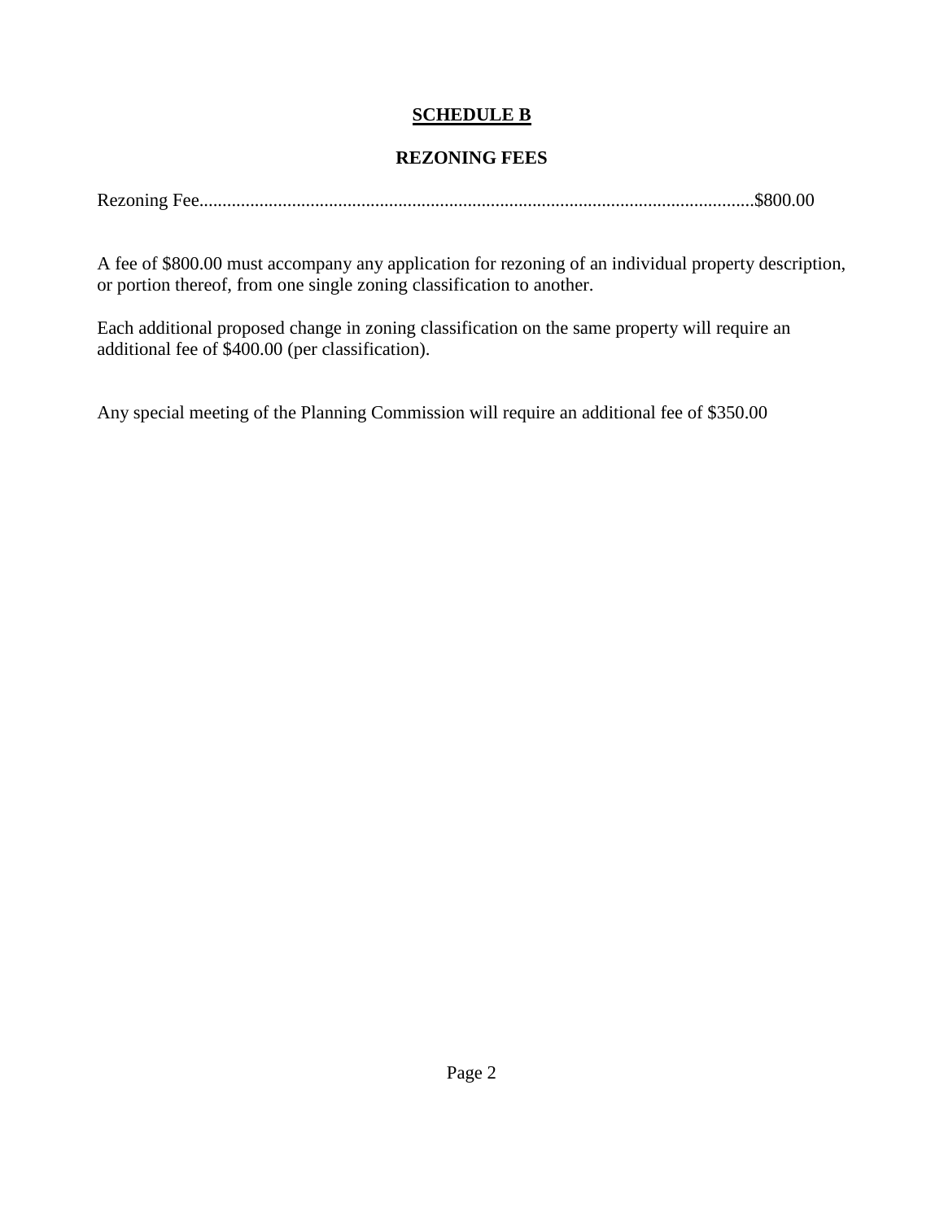# SCHEDULE B

## REZONING FEES

Rezoning Fee........................................................................................................................$800.00

A fee of $800.00 must accompany any application for rezoning of an individual property description, or portion thereof, from one single zoning classification to another.

Each additional proposed change in zoning classification on the same property will require an additional fee of $400.00 (per classification).

Any special meeting of the Planning Commission will require an additional fee of $350.00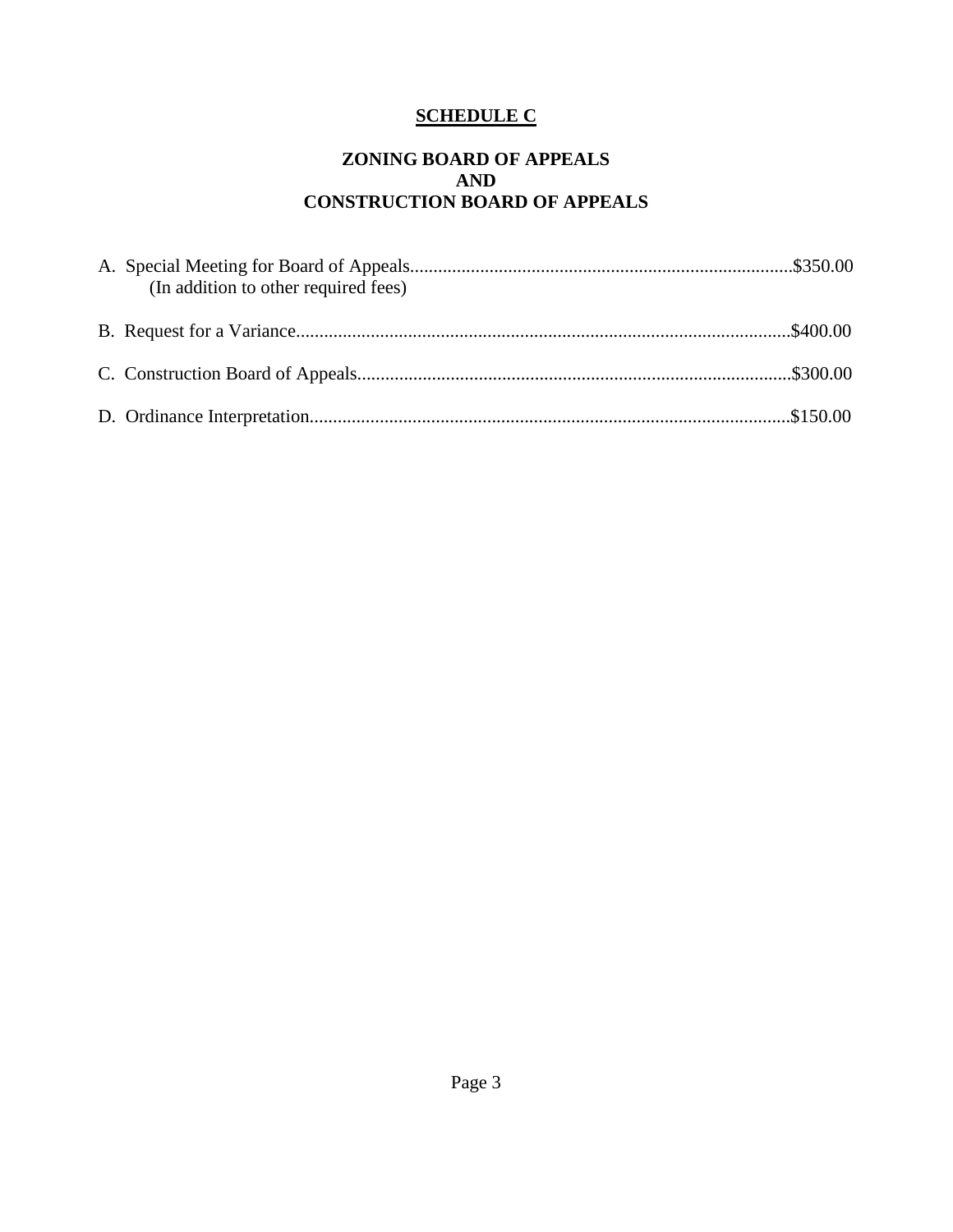## SCHEDULE C

### ZONING BOARD OF APPEALS AND CONSTRUCTION BOARD OF APPEALS

A. Special Meeting for Board of Appeals.................................................................................$350.00
   (In addition to other required fees)

B. Request for a Variance.........................................................................................................$400.00

C. Construction Board of Appeals............................................................................................$300.00

D. Ordinance Interpretation......................................................................................................$150.00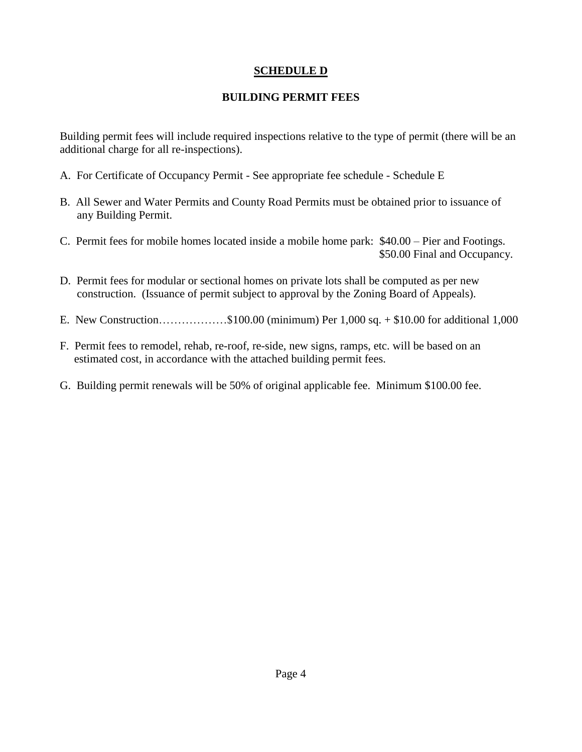# SCHEDULE D

## BUILDING PERMIT FEES

Building permit fees will include required inspections relative to the type of permit (there will be an additional charge for all re-inspections).

A. For Certificate of Occupancy Permit - See appropriate fee schedule - Schedule E

B. All Sewer and Water Permits and County Road Permits must be obtained prior to issuance of any Building Permit.

C. Permit fees for mobile homes located inside a mobile home park: $40.00 – Pier and Footings.
$50.00 Final and Occupancy.

D. Permit fees for modular or sectional homes on private lots shall be computed as per new construction. (Issuance of permit subject to approval by the Zoning Board of Appeals).

E. New Construction………………$100.00 (minimum) Per 1,000 sq. + $10.00 for additional 1,000

F. Permit fees to remodel, rehab, re-roof, re-side, new signs, ramps, etc. will be based on an estimated cost, in accordance with the attached building permit fees.

G. Building permit renewals will be 50% of original applicable fee. Minimum $100.00 fee.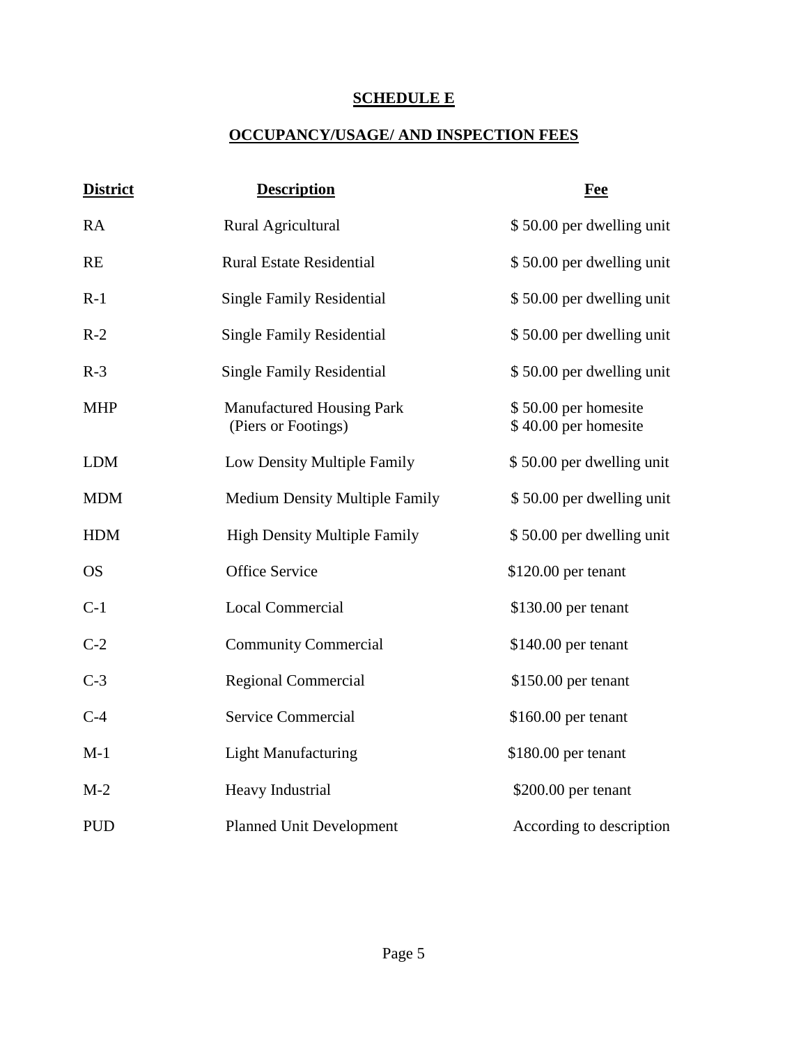# SCHEDULE E

## OCCUPANCY/USAGE/ AND INSPECTION FEES

| District | Description | Fee |
| --- | --- | --- |
| RA | Rural Agricultural | $ 50.00 per dwelling unit |
| RE | Rural Estate Residential | $ 50.00 per dwelling unit |
| R-1 | Single Family Residential | $ 50.00 per dwelling unit |
| R-2 | Single Family Residential | $ 50.00 per dwelling unit |
| R-3 | Single Family Residential | $ 50.00 per dwelling unit |
| MHP | Manufactured Housing Park<br>(Piers or Footings) | $ 50.00 per homesite<br>$ 40.00 per homesite |
| LDM | Low Density Multiple Family | $ 50.00 per dwelling unit |
| MDM | Medium Density Multiple Family | $ 50.00 per dwelling unit |
| HDM | High Density Multiple Family | $ 50.00 per dwelling unit |
| OS | Office Service | $120.00 per tenant |
| C-1 | Local Commercial | $130.00 per tenant |
| C-2 | Community Commercial | $140.00 per tenant |
| C-3 | Regional Commercial | $150.00 per tenant |
| C-4 | Service Commercial | $160.00 per tenant |
| M-1 | Light Manufacturing | $180.00 per tenant |
| M-2 | Heavy Industrial | $200.00 per tenant |
| PUD | Planned Unit Development | According to description |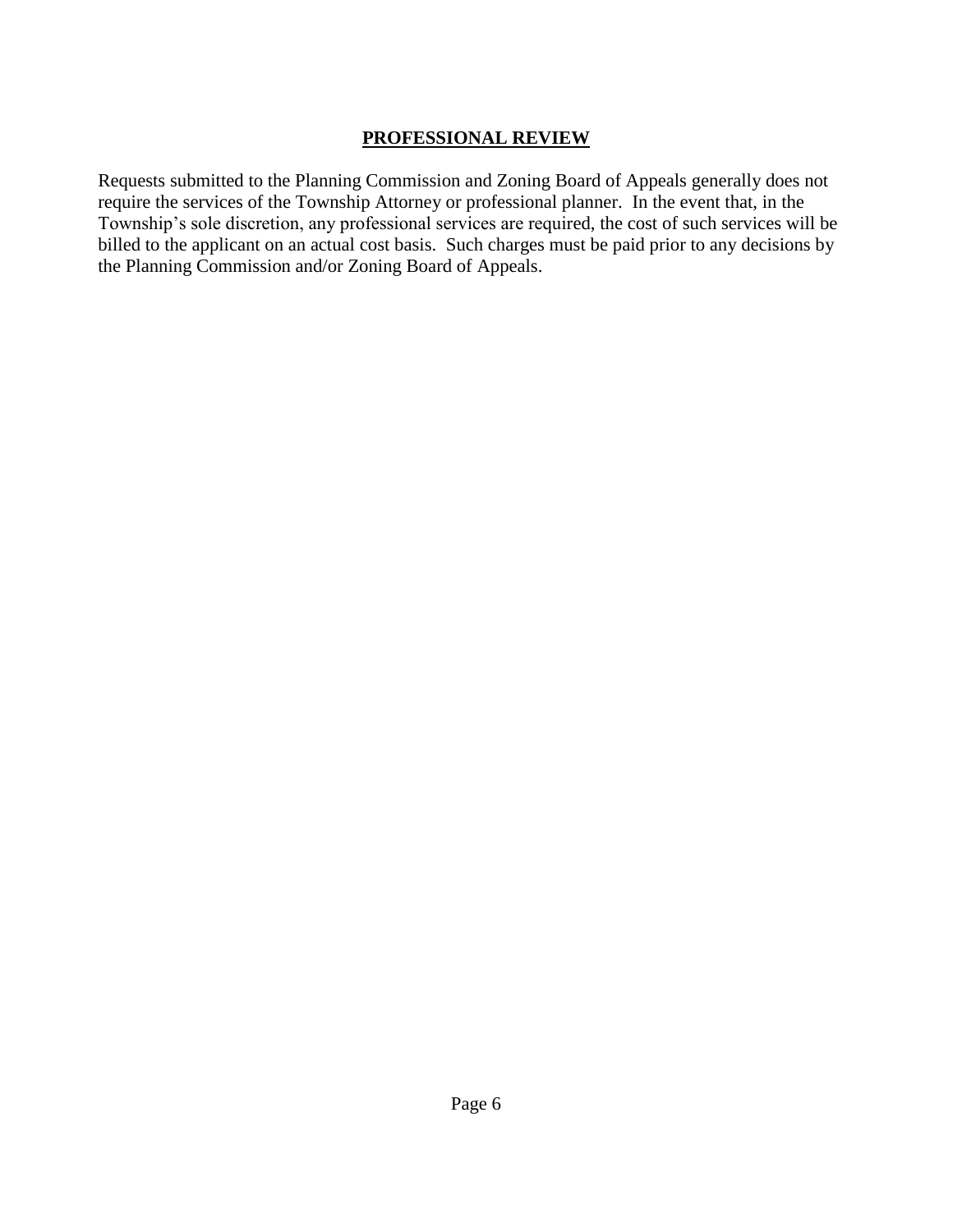## PROFESSIONAL REVIEW

Requests submitted to the Planning Commission and Zoning Board of Appeals generally does not require the services of the Township Attorney or professional planner. In the event that, in the Township's sole discretion, any professional services are required, the cost of such services will be billed to the applicant on an actual cost basis. Such charges must be paid prior to any decisions by the Planning Commission and/or Zoning Board of Appeals.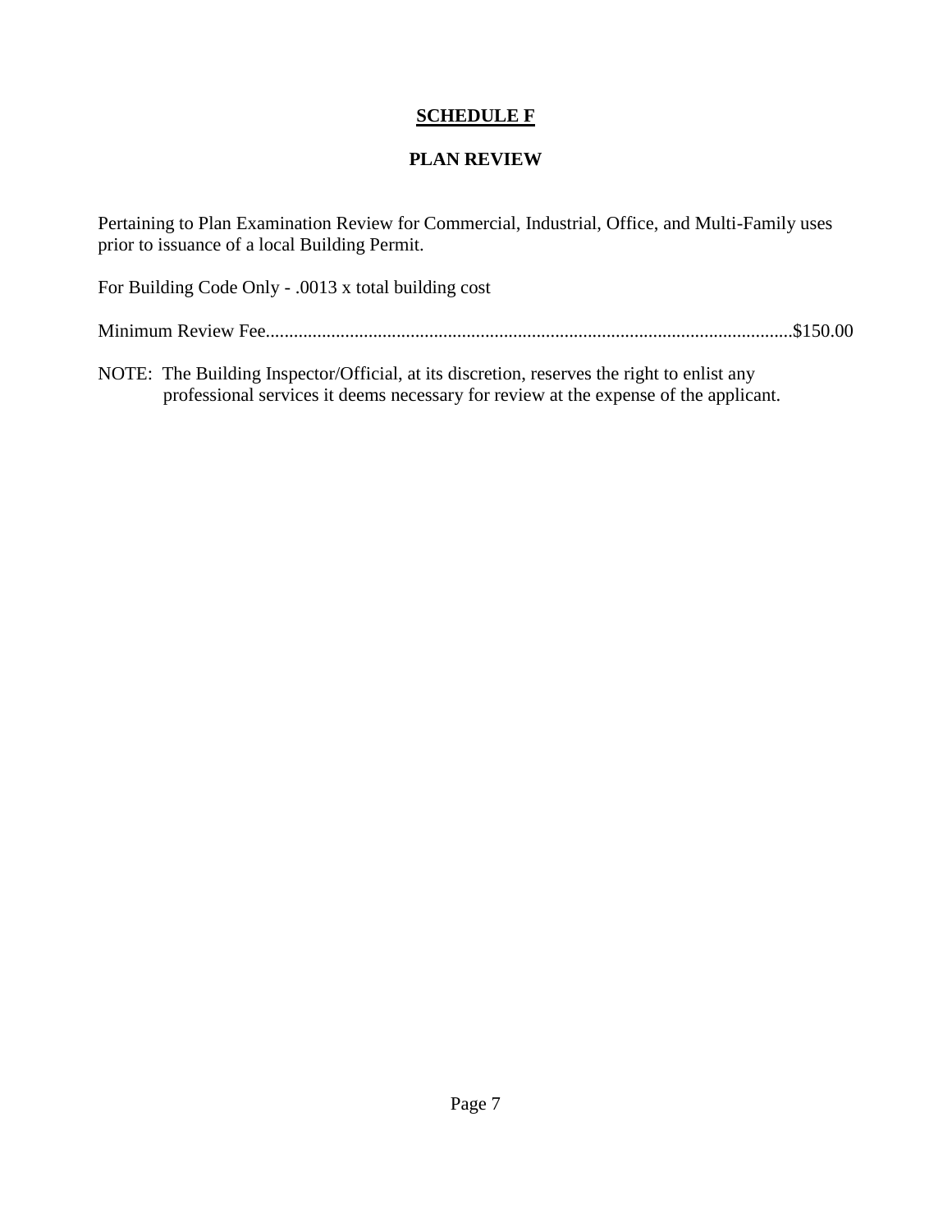## SCHEDULE F

### PLAN REVIEW

Pertaining to Plan Examination Review for Commercial, Industrial, Office, and Multi-Family uses prior to issuance of a local Building Permit.

For Building Code Only - .0013 x total building cost

Minimum Review Fee................................................................................................................$150.00

NOTE: The Building Inspector/Official, at its discretion, reserves the right to enlist any professional services it deems necessary for review at the expense of the applicant.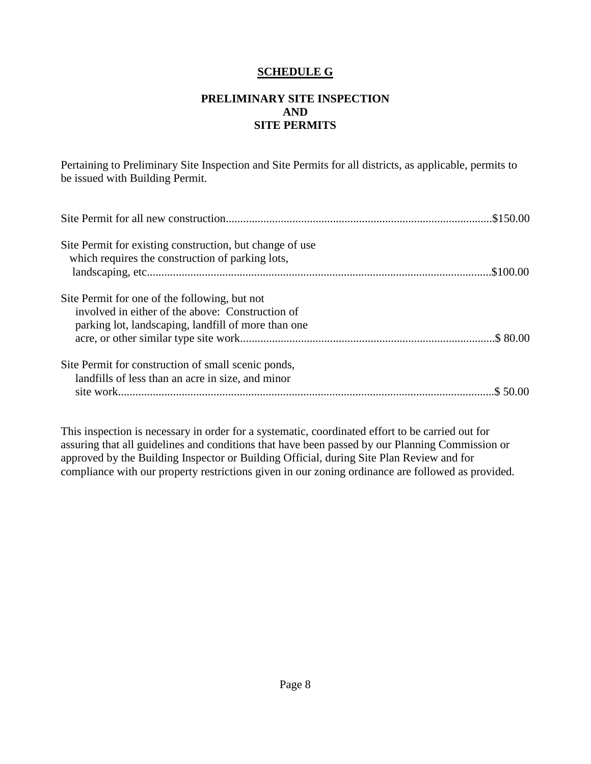# SCHEDULE G

## PRELIMINARY SITE INSPECTION AND SITE PERMITS

Pertaining to Preliminary Site Inspection and Site Permits for all districts, as applicable, permits to be issued with Building Permit.

| Description | Fee |
|---|---|
| Site Permit for all new construction | $150.00 |
| Site Permit for existing construction, but change of use which requires the construction of parking lots, landscaping, etc. | $100.00 |
| Site Permit for one of the following, but not involved in either of the above: Construction of parking lot, landscaping, landfill of more than one acre, or other similar type site work | $ 80.00 |
| Site Permit for construction of small scenic ponds, landfills of less than an acre in size, and minor site work | $ 50.00 |

This inspection is necessary in order for a systematic, coordinated effort to be carried out for assuring that all guidelines and conditions that have been passed by our Planning Commission or approved by the Building Inspector or Building Official, during Site Plan Review and for compliance with our property restrictions given in our zoning ordinance are followed as provided.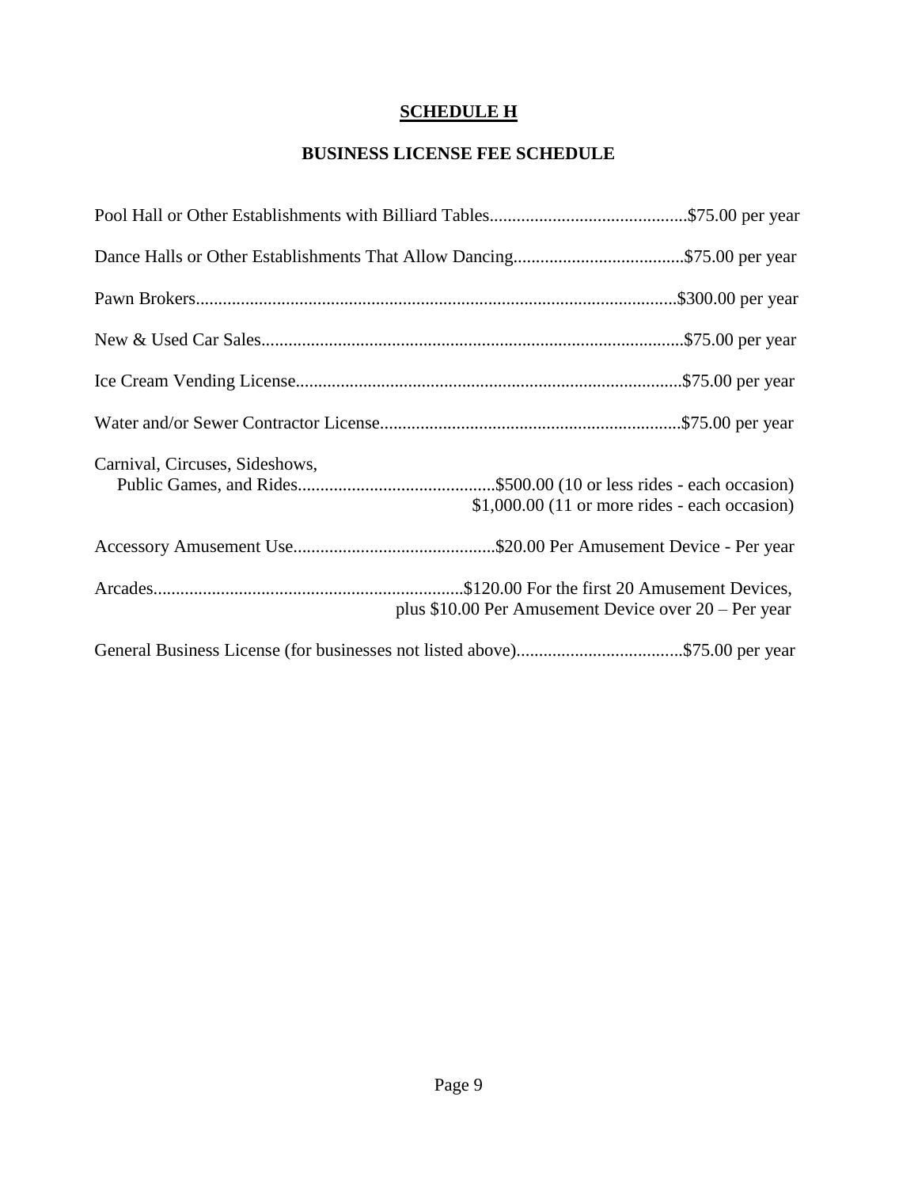# SCHEDULE H

## BUSINESS LICENSE FEE SCHEDULE

Pool Hall or Other Establishments with Billiard Tables............................................$75.00 per year

Dance Halls or Other Establishments That Allow Dancing......................................$75.00 per year

Pawn Brokers..........................................................................................................$300.00 per year

New & Used Car Sales.............................................................................................$75.00 per year

Ice Cream Vending License......................................................................................$75.00 per year

Water and/or Sewer Contractor License...................................................................$75.00 per year

Carnival, Circuses, Sideshows,
Public Games, and Rides............................................$500.00 (10 or less rides - each occasion)
$1,000.00 (11 or more rides - each occasion)

Accessory Amusement Use.............................................$20.00 Per Amusement Device - Per year

Arcades.....................................................................$120.00 For the first 20 Amusement Devices,
plus $10.00 Per Amusement Device over 20 – Per year

General Business License (for businesses not listed above).....................................$75.00 per year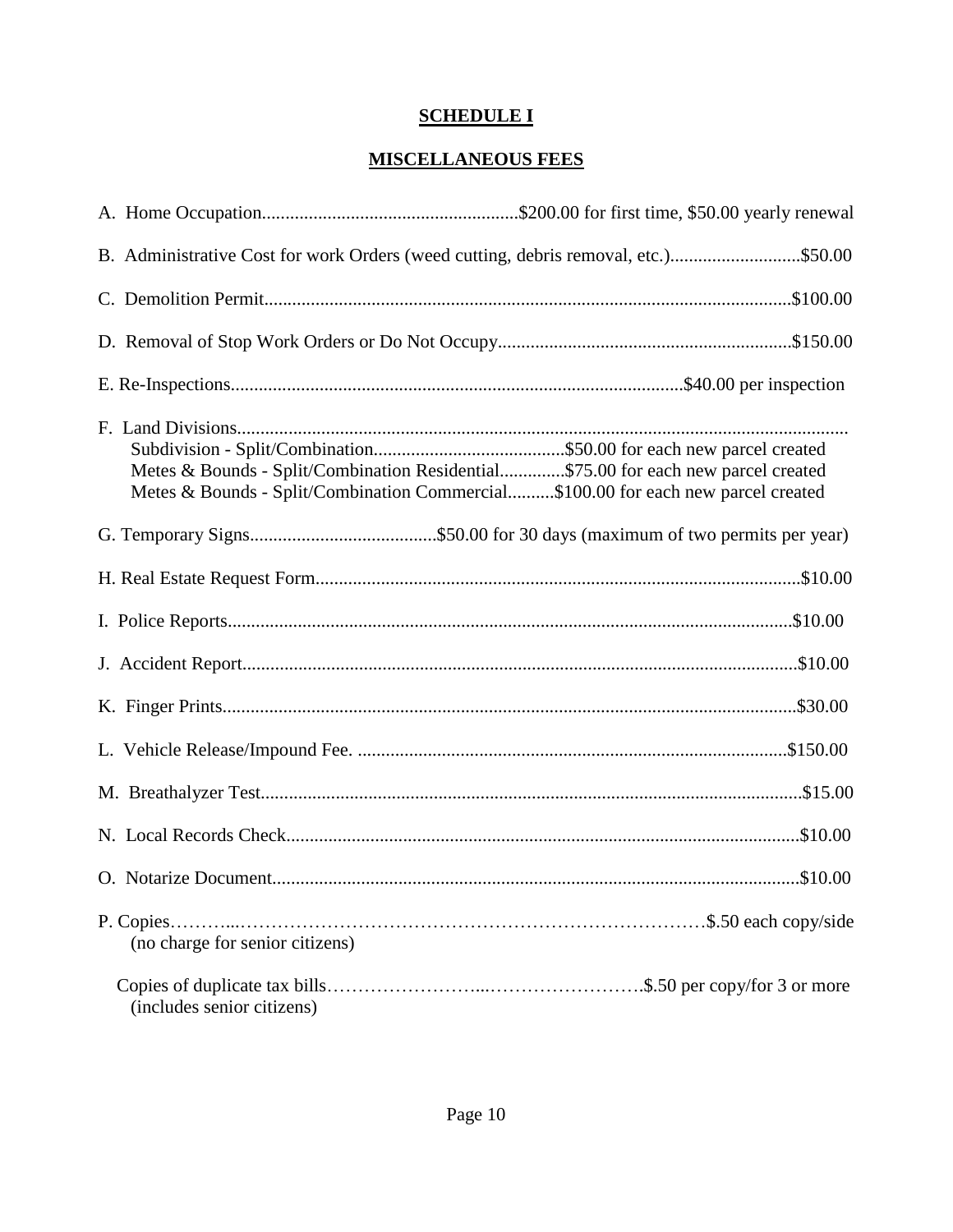# SCHEDULE I

## MISCELLANEOUS FEES

A. Home Occupation.......................................................$200.00 for first time, $50.00 yearly renewal

B. Administrative Cost for work Orders (weed cutting, debris removal, etc.)............................$50.00

C. Demolition Permit................................................................................................................$100.00

D. Removal of Stop Work Orders or Do Not Occupy...............................................................$150.00

E. Re-Inspections.................................................................................................$40.00 per inspection

F. Land Divisions...................................................................................................................................

- Subdivision - Split/Combination.........................................$50.00 for each new parcel created
- Metes & Bounds - Split/Combination Residential..............$75.00 for each new parcel created
- Metes & Bounds - Split/Combination Commercial..........$100.00 for each new parcel created

G. Temporary Signs........................................$50.00 for 30 days (maximum of two permits per year)

H. Real Estate Request Form........................................................................................................$10.00

I. Police Reports........................................................................................................................$10.00

J. Accident Report.......................................................................................................................$10.00

K. Finger Prints...........................................................................................................................$30.00

L. Vehicle Release/Impound Fee. ............................................................................................$150.00

M. Breathalyzer Test...................................................................................................................$15.00

N. Local Records Check.............................................................................................................$10.00

O. Notarize Document................................................................................................................$10.00

P. Copies………...……………………………………………………………………$.50 each copy/side
(no charge for senior citizens)

Copies of duplicate tax bills……………………...……………………….$.50 per copy/for 3 or more
(includes senior citizens)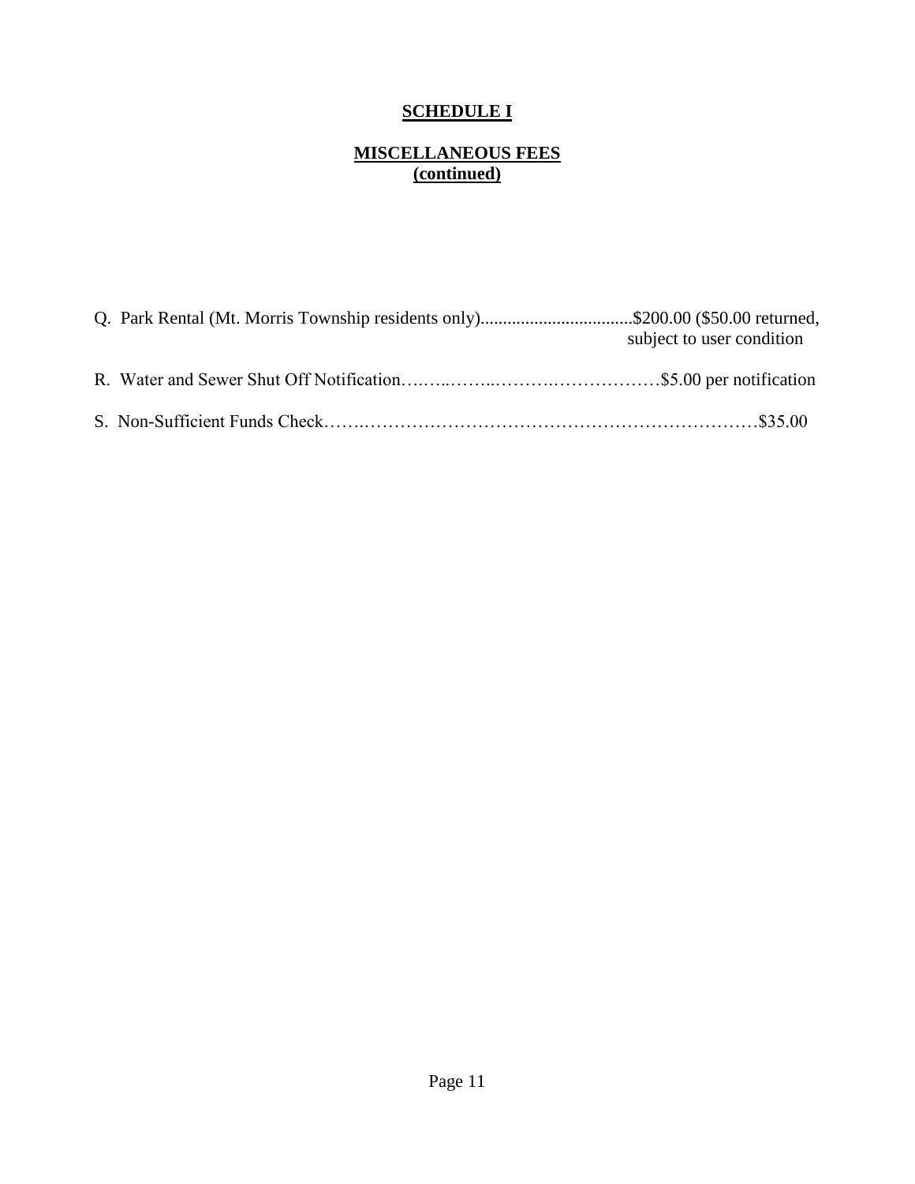**SCHEDULE I**

**MISCELLANEOUS FEES**
**(continued)**

Q. Park Rental (Mt. Morris Township residents only)..................................$200.00 ($50.00 returned, subject to user condition

R. Water and Sewer Shut Off Notification….…..……..……….………………$5.00 per notification

S. Non-Sufficient Funds Check…….…………………………………………………………$35.00